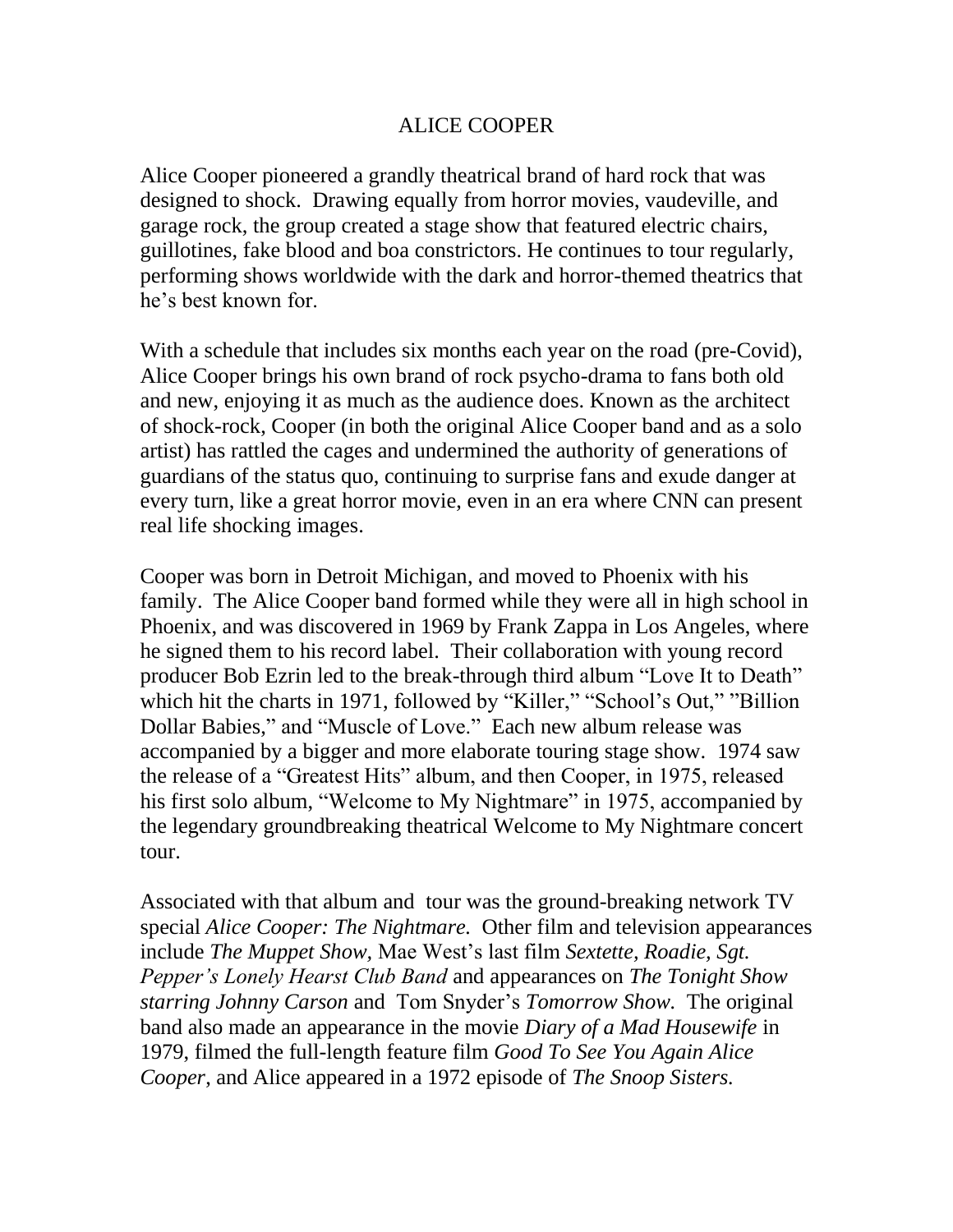# ALICE COOPER

Alice Cooper pioneered a grandly theatrical brand of hard rock that was designed to shock. Drawing equally from horror movies, vaudeville, and garage rock, the group created a stage show that featured electric chairs, guillotines, fake blood and boa constrictors. He continues to tour regularly, performing shows worldwide with the dark and horror-themed theatrics that he's best known for.

With a schedule that includes six months each year on the road (pre-Covid), Alice Cooper brings his own brand of rock psycho-drama to fans both old and new, enjoying it as much as the audience does. Known as the architect of shock-rock, Cooper (in both the original Alice Cooper band and as a solo artist) has rattled the cages and undermined the authority of generations of guardians of the status quo, continuing to surprise fans and exude danger at every turn, like a great horror movie, even in an era where CNN can present real life shocking images.

Cooper was born in Detroit Michigan, and moved to Phoenix with his family. The Alice Cooper band formed while they were all in high school in Phoenix, and was discovered in 1969 by Frank Zappa in Los Angeles, where he signed them to his record label. Their collaboration with young record producer Bob Ezrin led to the break-through third album "Love It to Death" which hit the charts in 1971, followed by "Killer," "School's Out," "Billion Dollar Babies," and "Muscle of Love." Each new album release was accompanied by a bigger and more elaborate touring stage show. 1974 saw the release of a "Greatest Hits" album, and then Cooper, in 1975, released his first solo album, "Welcome to My Nightmare" in 1975, accompanied by the legendary groundbreaking theatrical Welcome to My Nightmare concert tour.

Associated with that album and tour was the ground-breaking network TV special *Alice Cooper: The Nightmare.* Other film and television appearances include *The Muppet Show,* Mae West's last film *Sextette, Roadie, Sgt. Pepper's Lonely Hearst Club Band* and appearances on *The Tonight Show starring Johnny Carson* and Tom Snyder's *Tomorrow Show.* The original band also made an appearance in the movie *Diary of a Mad Housewife* in 1979, filmed the full-length feature film *Good To See You Again Alice Cooper*, and Alice appeared in a 1972 episode of *The Snoop Sisters.*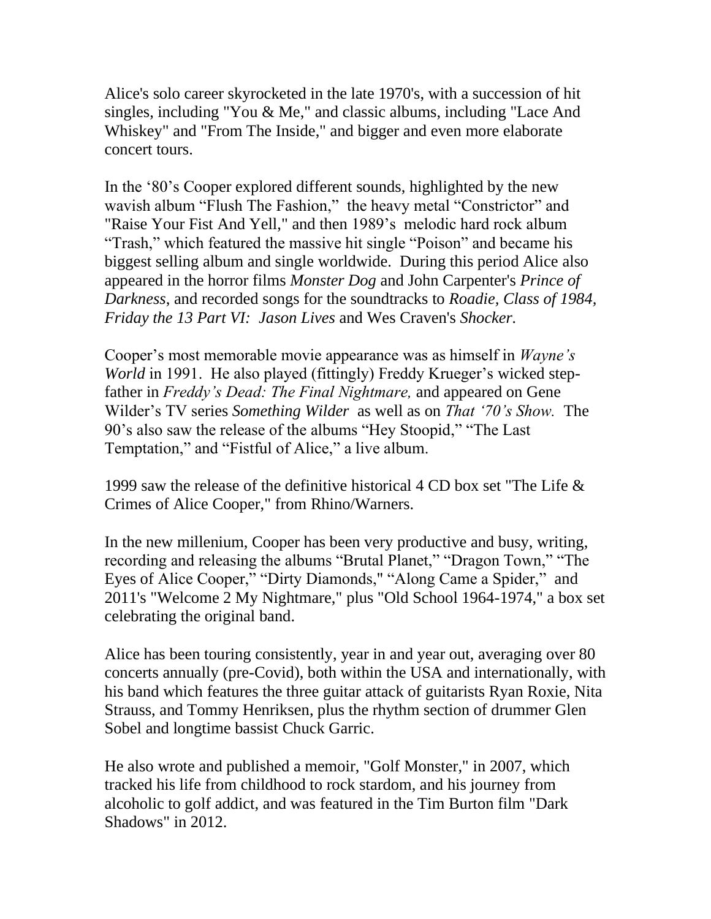Alice's solo career skyrocketed in the late 1970's, with a succession of hit singles, including "You & Me," and classic albums, including "Lace And Whiskey" and "From The Inside," and bigger and even more elaborate concert tours.

In the '80's Cooper explored different sounds, highlighted by the new wavish album "Flush The Fashion," the heavy metal "Constrictor" and "Raise Your Fist And Yell," and then 1989's melodic hard rock album "Trash," which featured the massive hit single "Poison" and became his biggest selling album and single worldwide. During this period Alice also appeared in the horror films *Monster Dog* and John Carpenter's *Prince of Darkness*, and recorded songs for the soundtracks to *Roadie, Class of 1984, Friday the 13 Part VI: Jason Lives* and Wes Craven's *Shocker*.

Cooper's most memorable movie appearance was as himself in *Wayne's World* in 1991. He also played (fittingly) Freddy Krueger's wicked step-father in *Freddy's Dead: The Final Nightmare,* and appeared on Gene Wilder's TV series *Something Wilder* as well as on *That '70's Show.* The 90's also saw the release of the albums "Hey Stoopid," "The Last Temptation," and "Fistful of Alice," a live album.

1999 saw the release of the definitive historical 4 CD box set "The Life & Crimes of Alice Cooper," from Rhino/Warners.

In the new millenium, Cooper has been very productive and busy, writing, recording and releasing the albums "Brutal Planet," "Dragon Town," "The Eyes of Alice Cooper," "Dirty Diamonds," "Along Came a Spider," and 2011's "Welcome 2 My Nightmare," plus "Old School 1964-1974," a box set celebrating the original band.

Alice has been touring consistently, year in and year out, averaging over 80 concerts annually (pre-Covid), both within the USA and internationally, with his band which features the three guitar attack of guitarists Ryan Roxie, Nita Strauss, and Tommy Henriksen, plus the rhythm section of drummer Glen Sobel and longtime bassist Chuck Garric.

He also wrote and published a memoir, "Golf Monster," in 2007, which tracked his life from childhood to rock stardom, and his journey from alcoholic to golf addict, and was featured in the Tim Burton film "Dark Shadows" in 2012.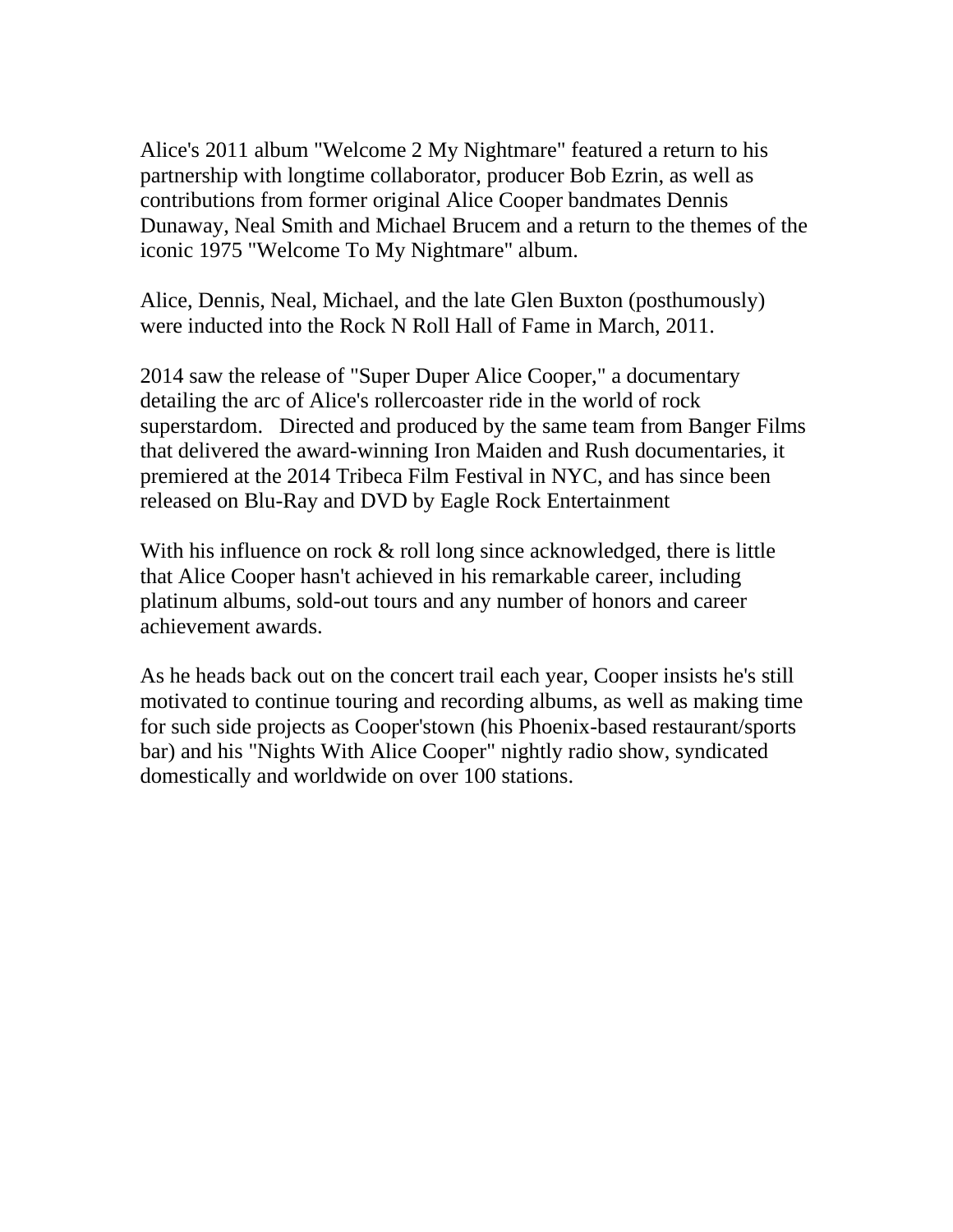Alice's 2011 album "Welcome 2 My Nightmare" featured a return to his partnership with longtime collaborator, producer Bob Ezrin, as well as contributions from former original Alice Cooper bandmates Dennis Dunaway, Neal Smith and Michael Brucem and a return to the themes of the iconic 1975 "Welcome To My Nightmare" album.

Alice, Dennis, Neal, Michael, and the late Glen Buxton (posthumously) were inducted into the Rock N Roll Hall of Fame in March, 2011.

2014 saw the release of "Super Duper Alice Cooper," a documentary detailing the arc of Alice's rollercoaster ride in the world of rock superstardom. Directed and produced by the same team from Banger Films that delivered the award-winning Iron Maiden and Rush documentaries, it premiered at the 2014 Tribeca Film Festival in NYC, and has since been released on Blu-Ray and DVD by Eagle Rock Entertainment

With his influence on rock & roll long since acknowledged, there is little that Alice Cooper hasn't achieved in his remarkable career, including platinum albums, sold-out tours and any number of honors and career achievement awards.

As he heads back out on the concert trail each year, Cooper insists he's still motivated to continue touring and recording albums, as well as making time for such side projects as Cooper'stown (his Phoenix-based restaurant/sports bar) and his "Nights With Alice Cooper" nightly radio show, syndicated domestically and worldwide on over 100 stations.